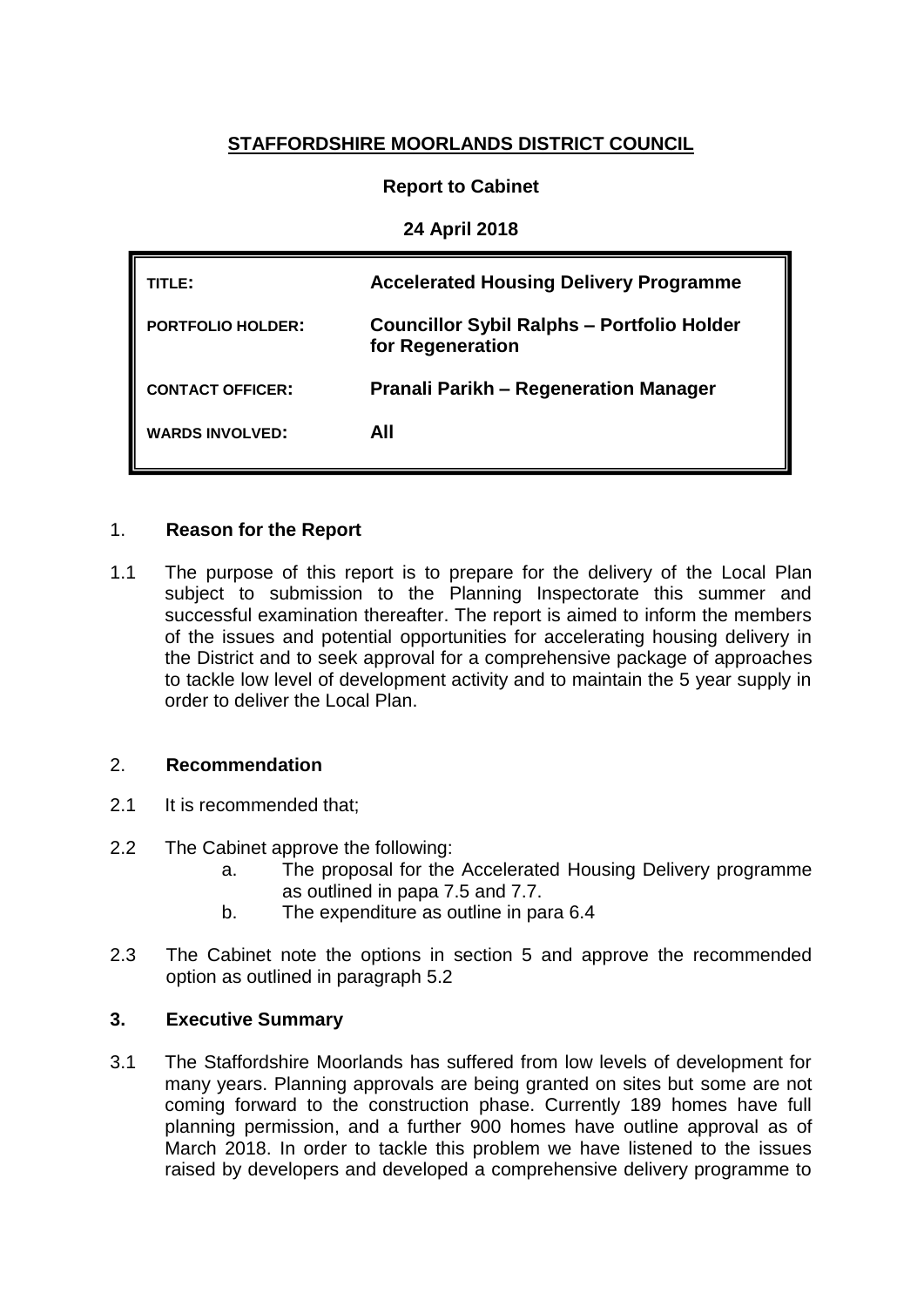**STAFFORDSHIRE MOORLANDS DISTRICT COUNCIL**

**Report to Cabinet**

**24 April 2018**

| | |
|---|---|
| **TITLE:** | **Accelerated Housing Delivery Programme** |
| **PORTFOLIO HOLDER:** | **Councillor Sybil Ralphs – Portfolio Holder for Regeneration** |
| **CONTACT OFFICER:** | **Pranali Parikh – Regeneration Manager** |
| **WARDS INVOLVED:** | **All** |

## 1. Reason for the Report

1.1 The purpose of this report is to prepare for the delivery of the Local Plan subject to submission to the Planning Inspectorate this summer and successful examination thereafter. The report is aimed to inform the members of the issues and potential opportunities for accelerating housing delivery in the District and to seek approval for a comprehensive package of approaches to tackle low level of development activity and to maintain the 5 year supply in order to deliver the Local Plan.

## 2. Recommendation

2.1 It is recommended that;

2.2 The Cabinet approve the following:

a. The proposal for the Accelerated Housing Delivery programme as outlined in papa 7.5 and 7.7.

b. The expenditure as outline in para 6.4

2.3 The Cabinet note the options in section 5 and approve the recommended option as outlined in paragraph 5.2

## 3. Executive Summary

3.1 The Staffordshire Moorlands has suffered from low levels of development for many years. Planning approvals are being granted on sites but some are not coming forward to the construction phase. Currently 189 homes have full planning permission, and a further 900 homes have outline approval as of March 2018. In order to tackle this problem we have listened to the issues raised by developers and developed a comprehensive delivery programme to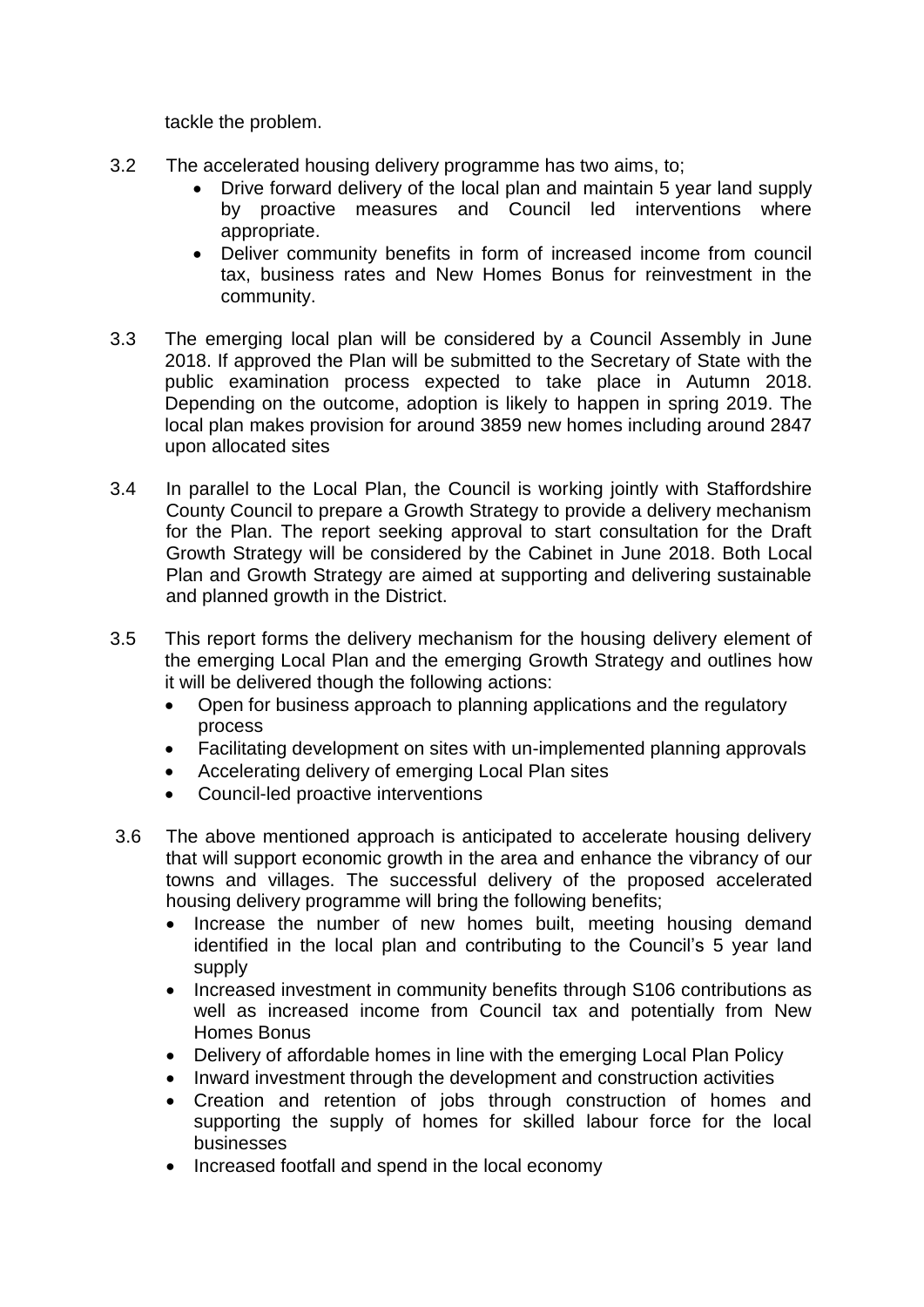tackle the problem.

3.2 The accelerated housing delivery programme has two aims, to;

- Drive forward delivery of the local plan and maintain 5 year land supply by proactive measures and Council led interventions where appropriate.
- Deliver community benefits in form of increased income from council tax, business rates and New Homes Bonus for reinvestment in the community.

3.3 The emerging local plan will be considered by a Council Assembly in June 2018. If approved the Plan will be submitted to the Secretary of State with the public examination process expected to take place in Autumn 2018. Depending on the outcome, adoption is likely to happen in spring 2019. The local plan makes provision for around 3859 new homes including around 2847 upon allocated sites

3.4 In parallel to the Local Plan, the Council is working jointly with Staffordshire County Council to prepare a Growth Strategy to provide a delivery mechanism for the Plan. The report seeking approval to start consultation for the Draft Growth Strategy will be considered by the Cabinet in June 2018. Both Local Plan and Growth Strategy are aimed at supporting and delivering sustainable and planned growth in the District.

3.5 This report forms the delivery mechanism for the housing delivery element of the emerging Local Plan and the emerging Growth Strategy and outlines how it will be delivered though the following actions:

- Open for business approach to planning applications and the regulatory process
- Facilitating development on sites with un-implemented planning approvals
- Accelerating delivery of emerging Local Plan sites
- Council-led proactive interventions

3.6 The above mentioned approach is anticipated to accelerate housing delivery that will support economic growth in the area and enhance the vibrancy of our towns and villages. The successful delivery of the proposed accelerated housing delivery programme will bring the following benefits;

- Increase the number of new homes built, meeting housing demand identified in the local plan and contributing to the Council's 5 year land supply
- Increased investment in community benefits through S106 contributions as well as increased income from Council tax and potentially from New Homes Bonus
- Delivery of affordable homes in line with the emerging Local Plan Policy
- Inward investment through the development and construction activities
- Creation and retention of jobs through construction of homes and supporting the supply of homes for skilled labour force for the local businesses
- Increased footfall and spend in the local economy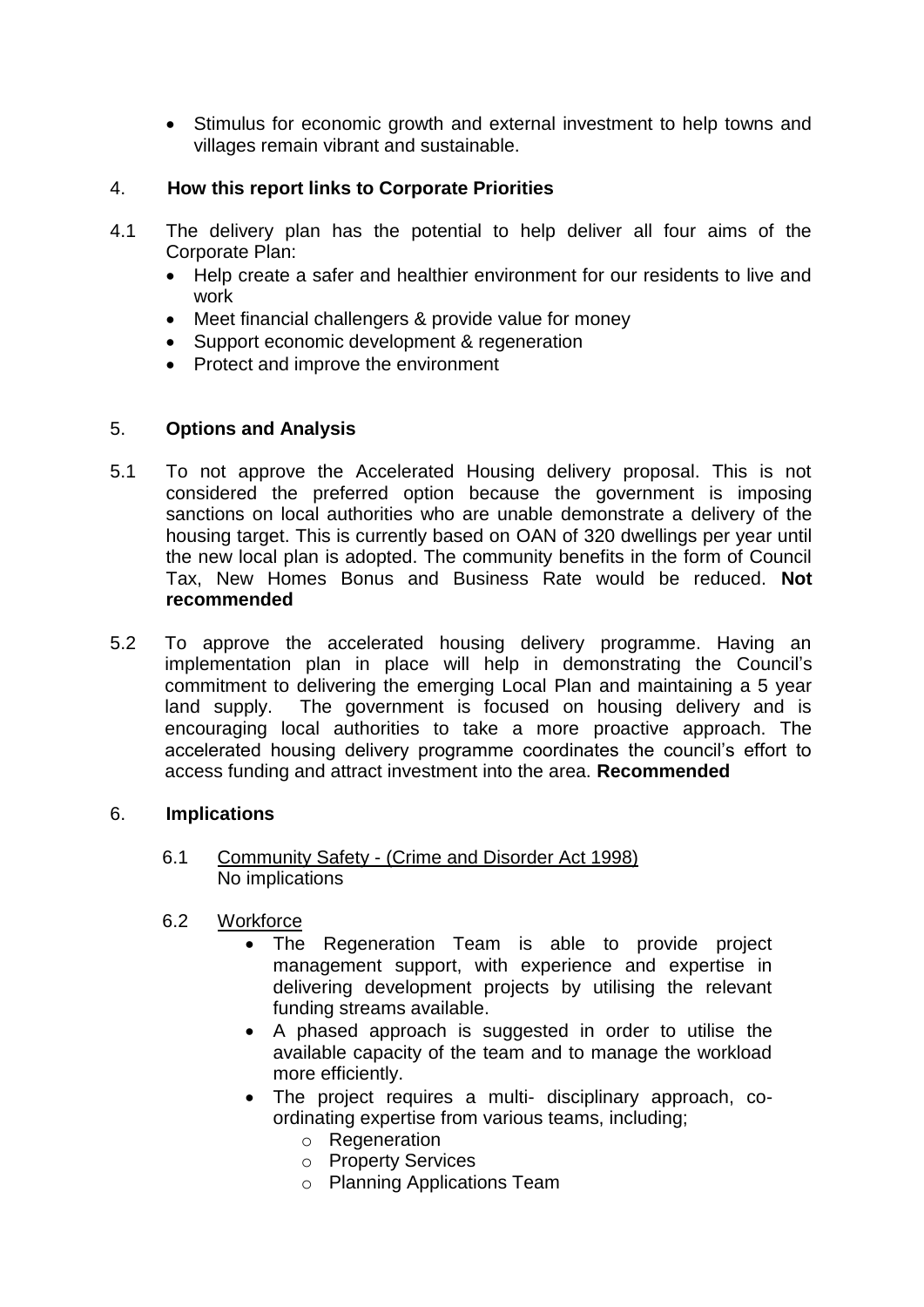- Stimulus for economic growth and external investment to help towns and villages remain vibrant and sustainable.

## 4. How this report links to Corporate Priorities

4.1 The delivery plan has the potential to help deliver all four aims of the Corporate Plan:

- Help create a safer and healthier environment for our residents to live and work
- Meet financial challengers & provide value for money
- Support economic development & regeneration
- Protect and improve the environment

## 5. Options and Analysis

5.1 To not approve the Accelerated Housing delivery proposal. This is not considered the preferred option because the government is imposing sanctions on local authorities who are unable demonstrate a delivery of the housing target. This is currently based on OAN of 320 dwellings per year until the new local plan is adopted. The community benefits in the form of Council Tax, New Homes Bonus and Business Rate would be reduced. **Not recommended**

5.2 To approve the accelerated housing delivery programme. Having an implementation plan in place will help in demonstrating the Council's commitment to delivering the emerging Local Plan and maintaining a 5 year land supply. The government is focused on housing delivery and is encouraging local authorities to take a more proactive approach. The accelerated housing delivery programme coordinates the council's effort to access funding and attract investment into the area. **Recommended**

## 6. Implications

6.1 Community Safety - (Crime and Disorder Act 1998)
No implications

6.2 Workforce

- The Regeneration Team is able to provide project management support, with experience and expertise in delivering development projects by utilising the relevant funding streams available.
- A phased approach is suggested in order to utilise the available capacity of the team and to manage the workload more efficiently.
- The project requires a multi- disciplinary approach, co-ordinating expertise from various teams, including;
  - Regeneration
  - Property Services
  - Planning Applications Team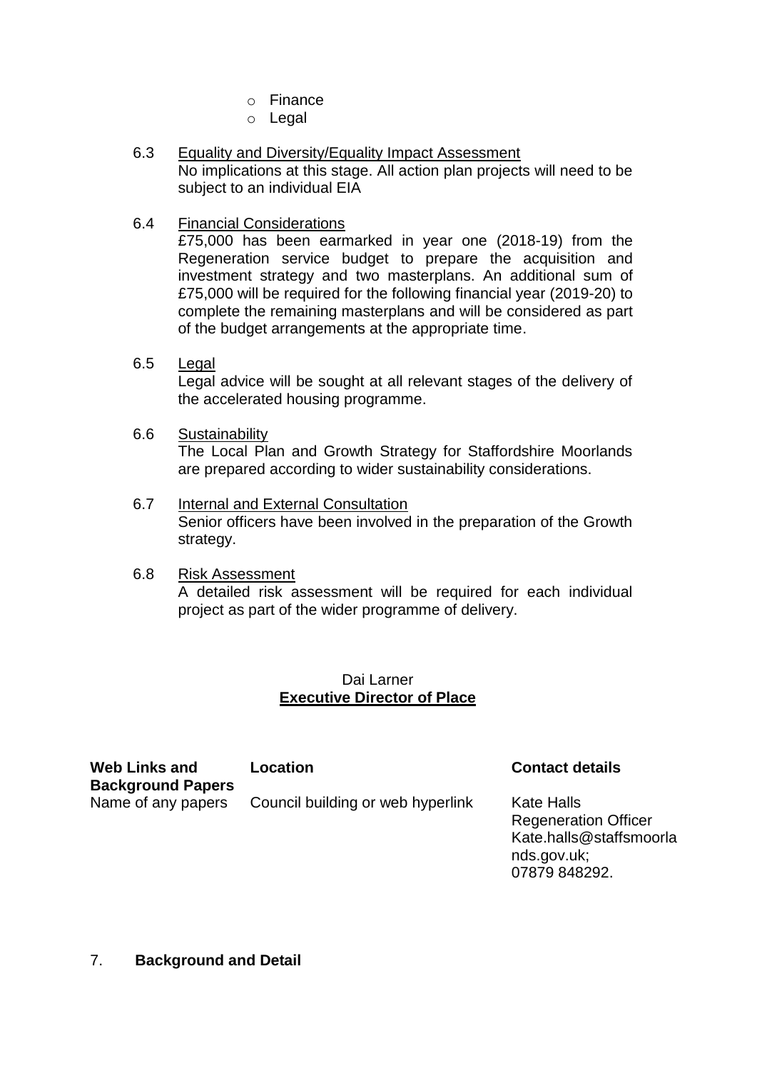- Finance
- Legal

6.3 Equality and Diversity/Equality Impact Assessment

No implications at this stage. All action plan projects will need to be subject to an individual EIA

6.4 Financial Considerations

£75,000 has been earmarked in year one (2018-19) from the Regeneration service budget to prepare the acquisition and investment strategy and two masterplans. An additional sum of £75,000 will be required for the following financial year (2019-20) to complete the remaining masterplans and will be considered as part of the budget arrangements at the appropriate time.

6.5 Legal

Legal advice will be sought at all relevant stages of the delivery of the accelerated housing programme.

6.6 Sustainability

The Local Plan and Growth Strategy for Staffordshire Moorlands are prepared according to wider sustainability considerations.

6.7 Internal and External Consultation

Senior officers have been involved in the preparation of the Growth strategy.

6.8 Risk Assessment

A detailed risk assessment will be required for each individual project as part of the wider programme of delivery.

Dai Larner

**Executive Director of Place**

| **Web Links and Background Papers** | **Location** | **Contact details** |
| --- | --- | --- |
| Name of any papers | Council building or web hyperlink | Kate Halls<br>Regeneration Officer<br>Kate.halls@staffsmoorlands.gov.uk;<br>07879 848292. |

## 7. Background and Detail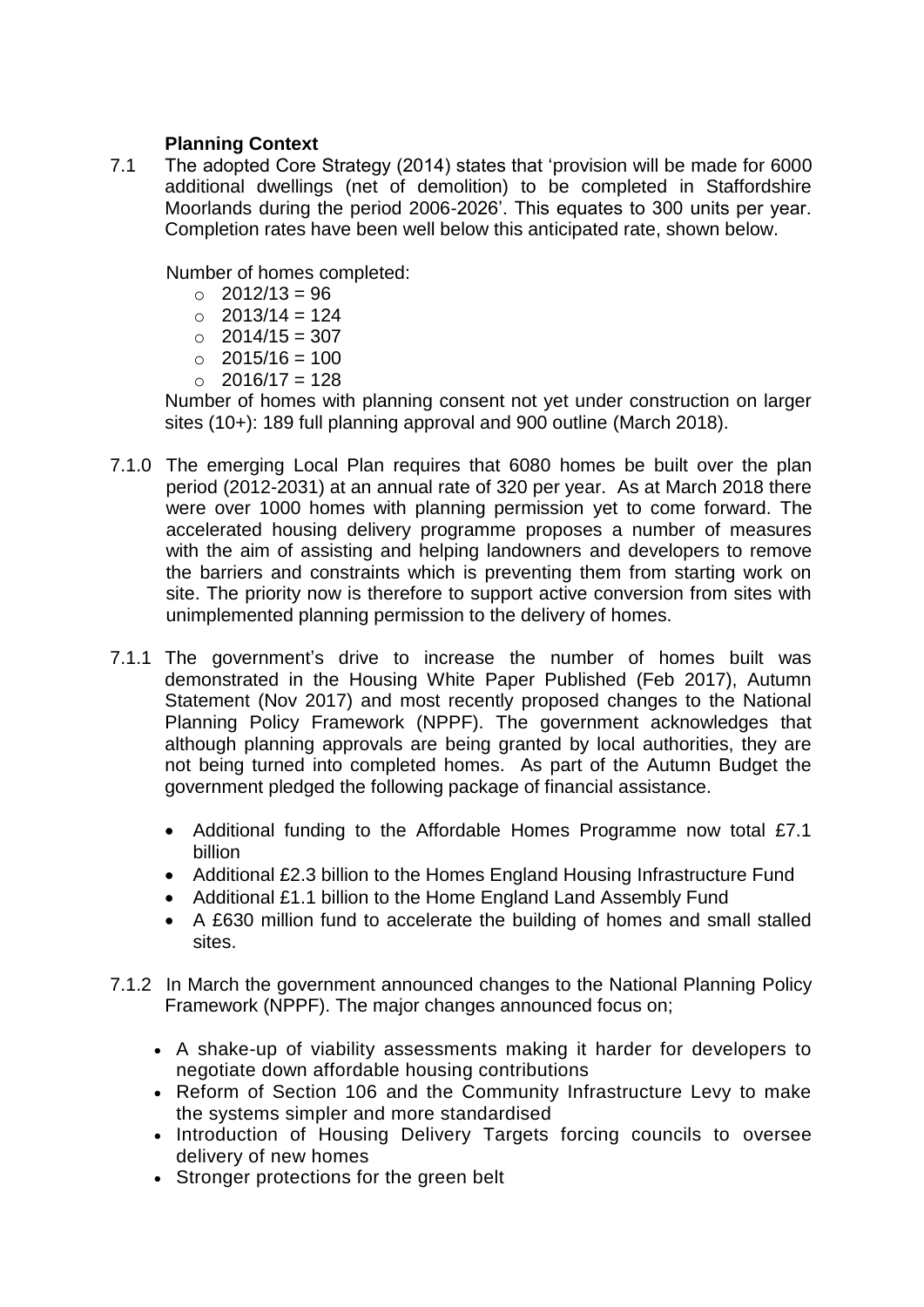**Planning Context**

7.1 The adopted Core Strategy (2014) states that 'provision will be made for 6000 additional dwellings (net of demolition) to be completed in Staffordshire Moorlands during the period 2006-2026'. This equates to 300 units per year. Completion rates have been well below this anticipated rate, shown below.

Number of homes completed:

- 2012/13 = 96
- 2013/14 = 124
- 2014/15 = 307
- 2015/16 = 100
- 2016/17 = 128

Number of homes with planning consent not yet under construction on larger sites (10+): 189 full planning approval and 900 outline (March 2018).

7.1.0 The emerging Local Plan requires that 6080 homes be built over the plan period (2012-2031) at an annual rate of 320 per year. As at March 2018 there were over 1000 homes with planning permission yet to come forward. The accelerated housing delivery programme proposes a number of measures with the aim of assisting and helping landowners and developers to remove the barriers and constraints which is preventing them from starting work on site. The priority now is therefore to support active conversion from sites with unimplemented planning permission to the delivery of homes.

7.1.1 The government's drive to increase the number of homes built was demonstrated in the Housing White Paper Published (Feb 2017), Autumn Statement (Nov 2017) and most recently proposed changes to the National Planning Policy Framework (NPPF). The government acknowledges that although planning approvals are being granted by local authorities, they are not being turned into completed homes. As part of the Autumn Budget the government pledged the following package of financial assistance.

- Additional funding to the Affordable Homes Programme now total £7.1 billion
- Additional £2.3 billion to the Homes England Housing Infrastructure Fund
- Additional £1.1 billion to the Home England Land Assembly Fund
- A £630 million fund to accelerate the building of homes and small stalled sites.

7.1.2 In March the government announced changes to the National Planning Policy Framework (NPPF). The major changes announced focus on;

- A shake-up of viability assessments making it harder for developers to negotiate down affordable housing contributions
- Reform of Section 106 and the Community Infrastructure Levy to make the systems simpler and more standardised
- Introduction of Housing Delivery Targets forcing councils to oversee delivery of new homes
- Stronger protections for the green belt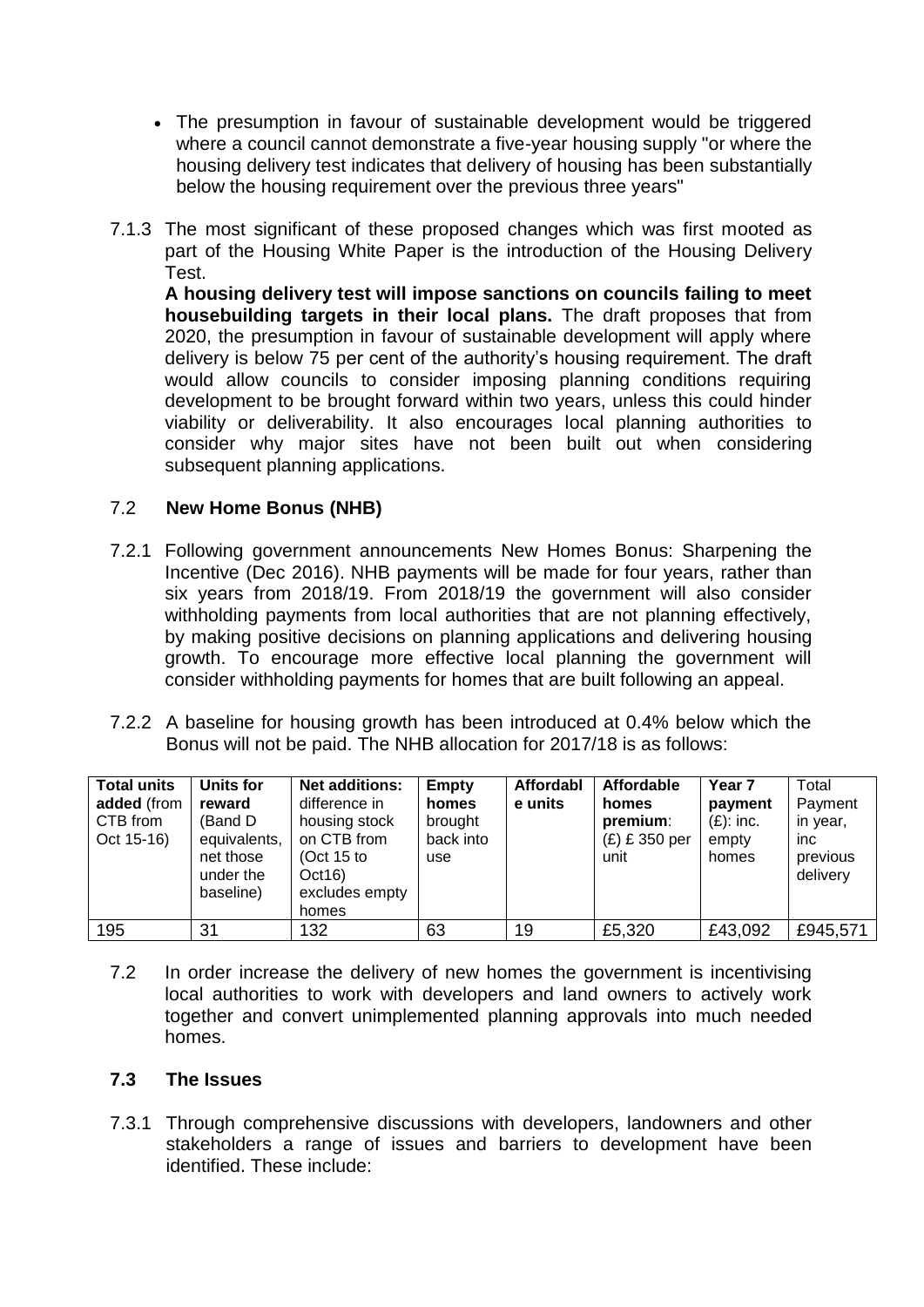- The presumption in favour of sustainable development would be triggered where a council cannot demonstrate a five-year housing supply "or where the housing delivery test indicates that delivery of housing has been substantially below the housing requirement over the previous three years"

7.1.3 The most significant of these proposed changes which was first mooted as part of the Housing White Paper is the introduction of the Housing Delivery Test.

**A housing delivery test will impose sanctions on councils failing to meet housebuilding targets in their local plans.** The draft proposes that from 2020, the presumption in favour of sustainable development will apply where delivery is below 75 per cent of the authority's housing requirement. The draft would allow councils to consider imposing planning conditions requiring development to be brought forward within two years, unless this could hinder viability or deliverability. It also encourages local planning authorities to consider why major sites have not been built out when considering subsequent planning applications.

## 7.2 New Home Bonus (NHB)

7.2.1 Following government announcements New Homes Bonus: Sharpening the Incentive (Dec 2016). NHB payments will be made for four years, rather than six years from 2018/19. From 2018/19 the government will also consider withholding payments from local authorities that are not planning effectively, by making positive decisions on planning applications and delivering housing growth. To encourage more effective local planning the government will consider withholding payments for homes that are built following an appeal.

7.2.2 A baseline for housing growth has been introduced at 0.4% below which the Bonus will not be paid. The NHB allocation for 2017/18 is as follows:

| **Total units added** (from CTB from Oct 15-16) | **Units for reward** (Band D equivalents, net those under the baseline) | **Net additions:** difference in housing stock on CTB from (Oct 15 to Oct16) excludes empty homes | **Empty homes** brought back into use | **Affordable units** | **Affordable homes premium**: (£) £ 350 per unit | **Year 7 payment** (£): inc. empty homes | Total Payment in year, inc previous delivery |
|---|---|---|---|---|---|---|---|
| 195 | 31 | 132 | 63 | 19 | £5,320 | £43,092 | £945,571 |

7.2 In order increase the delivery of new homes the government is incentivising local authorities to work with developers and land owners to actively work together and convert unimplemented planning approvals into much needed homes.

## 7.3 The Issues

7.3.1 Through comprehensive discussions with developers, landowners and other stakeholders a range of issues and barriers to development have been identified. These include: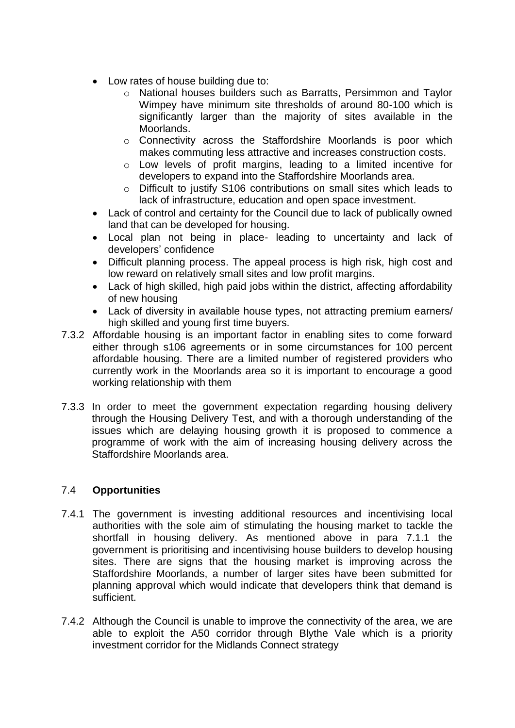- Low rates of house building due to:
    - National houses builders such as Barratts, Persimmon and Taylor Wimpey have minimum site thresholds of around 80-100 which is significantly larger than the majority of sites available in the Moorlands.
    - Connectivity across the Staffordshire Moorlands is poor which makes commuting less attractive and increases construction costs.
    - Low levels of profit margins, leading to a limited incentive for developers to expand into the Staffordshire Moorlands area.
    - Difficult to justify S106 contributions on small sites which leads to lack of infrastructure, education and open space investment.
- Lack of control and certainty for the Council due to lack of publically owned land that can be developed for housing.
- Local plan not being in place- leading to uncertainty and lack of developers' confidence
- Difficult planning process. The appeal process is high risk, high cost and low reward on relatively small sites and low profit margins.
- Lack of high skilled, high paid jobs within the district, affecting affordability of new housing
- Lack of diversity in available house types, not attracting premium earners/ high skilled and young first time buyers.

7.3.2 Affordable housing is an important factor in enabling sites to come forward either through s106 agreements or in some circumstances for 100 percent affordable housing. There are a limited number of registered providers who currently work in the Moorlands area so it is important to encourage a good working relationship with them

7.3.3 In order to meet the government expectation regarding housing delivery through the Housing Delivery Test, and with a thorough understanding of the issues which are delaying housing growth it is proposed to commence a programme of work with the aim of increasing housing delivery across the Staffordshire Moorlands area.

## 7.4 **Opportunities**

7.4.1 The government is investing additional resources and incentivising local authorities with the sole aim of stimulating the housing market to tackle the shortfall in housing delivery. As mentioned above in para 7.1.1 the government is prioritising and incentivising house builders to develop housing sites. There are signs that the housing market is improving across the Staffordshire Moorlands, a number of larger sites have been submitted for planning approval which would indicate that developers think that demand is sufficient.

7.4.2 Although the Council is unable to improve the connectivity of the area, we are able to exploit the A50 corridor through Blythe Vale which is a priority investment corridor for the Midlands Connect strategy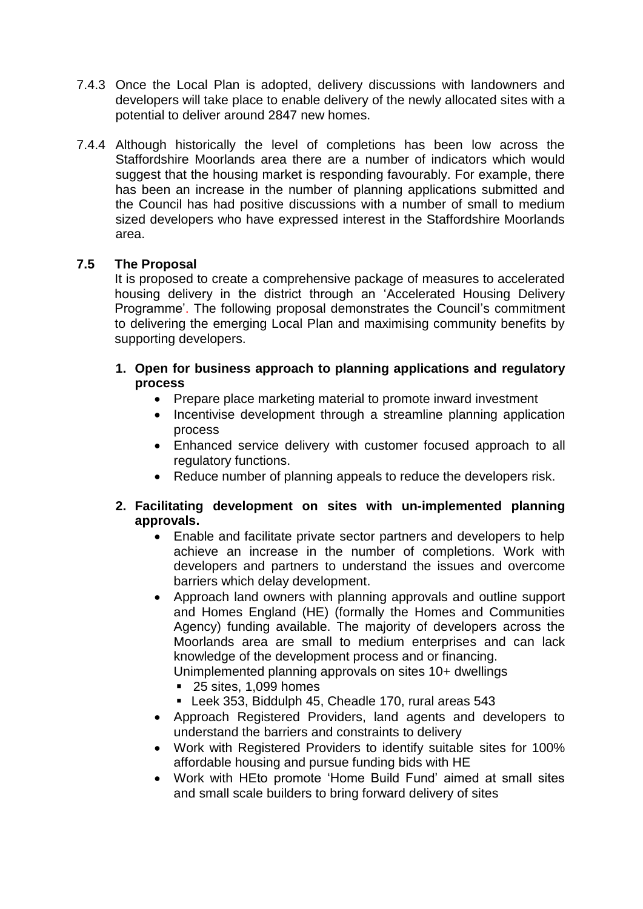7.4.3 Once the Local Plan is adopted, delivery discussions with landowners and developers will take place to enable delivery of the newly allocated sites with a potential to deliver around 2847 new homes.

7.4.4 Although historically the level of completions has been low across the Staffordshire Moorlands area there are a number of indicators which would suggest that the housing market is responding favourably. For example, there has been an increase in the number of planning applications submitted and the Council has had positive discussions with a number of small to medium sized developers who have expressed interest in the Staffordshire Moorlands area.

## 7.5 The Proposal

It is proposed to create a comprehensive package of measures to accelerated housing delivery in the district through an 'Accelerated Housing Delivery Programme'. The following proposal demonstrates the Council's commitment to delivering the emerging Local Plan and maximising community benefits by supporting developers.

**1. Open for business approach to planning applications and regulatory process**

- Prepare place marketing material to promote inward investment
- Incentivise development through a streamline planning application process
- Enhanced service delivery with customer focused approach to all regulatory functions.
- Reduce number of planning appeals to reduce the developers risk.

**2. Facilitating development on sites with un-implemented planning approvals.**

- Enable and facilitate private sector partners and developers to help achieve an increase in the number of completions. Work with developers and partners to understand the issues and overcome barriers which delay development.
- Approach land owners with planning approvals and outline support and Homes England (HE) (formally the Homes and Communities Agency) funding available. The majority of developers across the Moorlands area are small to medium enterprises and can lack knowledge of the development process and or financing.
  Unimplemented planning approvals on sites 10+ dwellings
  - 25 sites, 1,099 homes
  - Leek 353, Biddulph 45, Cheadle 170, rural areas 543
- Approach Registered Providers, land agents and developers to understand the barriers and constraints to delivery
- Work with Registered Providers to identify suitable sites for 100% affordable housing and pursue funding bids with HE
- Work with HEto promote 'Home Build Fund' aimed at small sites and small scale builders to bring forward delivery of sites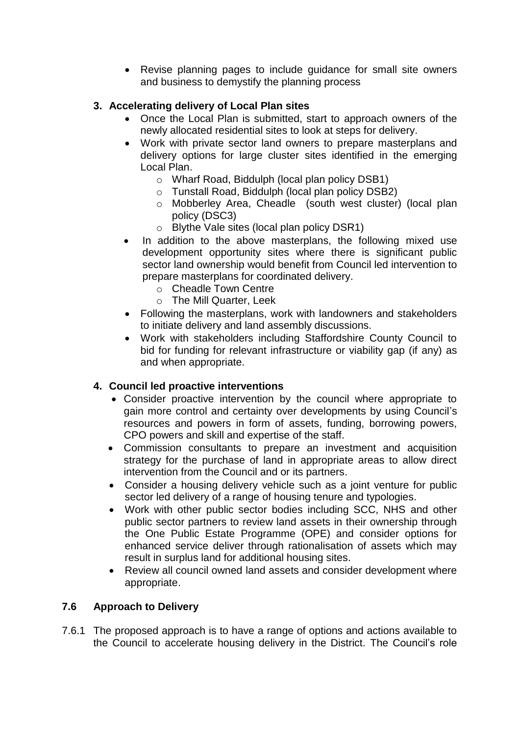- Revise planning pages to include guidance for small site owners and business to demystify the planning process

**3. Accelerating delivery of Local Plan sites**

- Once the Local Plan is submitted, start to approach owners of the newly allocated residential sites to look at steps for delivery.
- Work with private sector land owners to prepare masterplans and delivery options for large cluster sites identified in the emerging Local Plan.
  - Wharf Road, Biddulph (local plan policy DSB1)
  - Tunstall Road, Biddulph (local plan policy DSB2)
  - Mobberley Area, Cheadle (south west cluster) (local plan policy (DSC3)
  - Blythe Vale sites (local plan policy DSR1)
- In addition to the above masterplans, the following mixed use development opportunity sites where there is significant public sector land ownership would benefit from Council led intervention to prepare masterplans for coordinated delivery.
  - Cheadle Town Centre
  - The Mill Quarter, Leek
- Following the masterplans, work with landowners and stakeholders to initiate delivery and land assembly discussions.
- Work with stakeholders including Staffordshire County Council to bid for funding for relevant infrastructure or viability gap (if any) as and when appropriate.

**4. Council led proactive interventions**

- Consider proactive intervention by the council where appropriate to gain more control and certainty over developments by using Council's resources and powers in form of assets, funding, borrowing powers, CPO powers and skill and expertise of the staff.
- Commission consultants to prepare an investment and acquisition strategy for the purchase of land in appropriate areas to allow direct intervention from the Council and or its partners.
- Consider a housing delivery vehicle such as a joint venture for public sector led delivery of a range of housing tenure and typologies.
- Work with other public sector bodies including SCC, NHS and other public sector partners to review land assets in their ownership through the One Public Estate Programme (OPE) and consider options for enhanced service deliver through rationalisation of assets which may result in surplus land for additional housing sites.
- Review all council owned land assets and consider development where appropriate.

## 7.6 Approach to Delivery

7.6.1 The proposed approach is to have a range of options and actions available to the Council to accelerate housing delivery in the District. The Council's role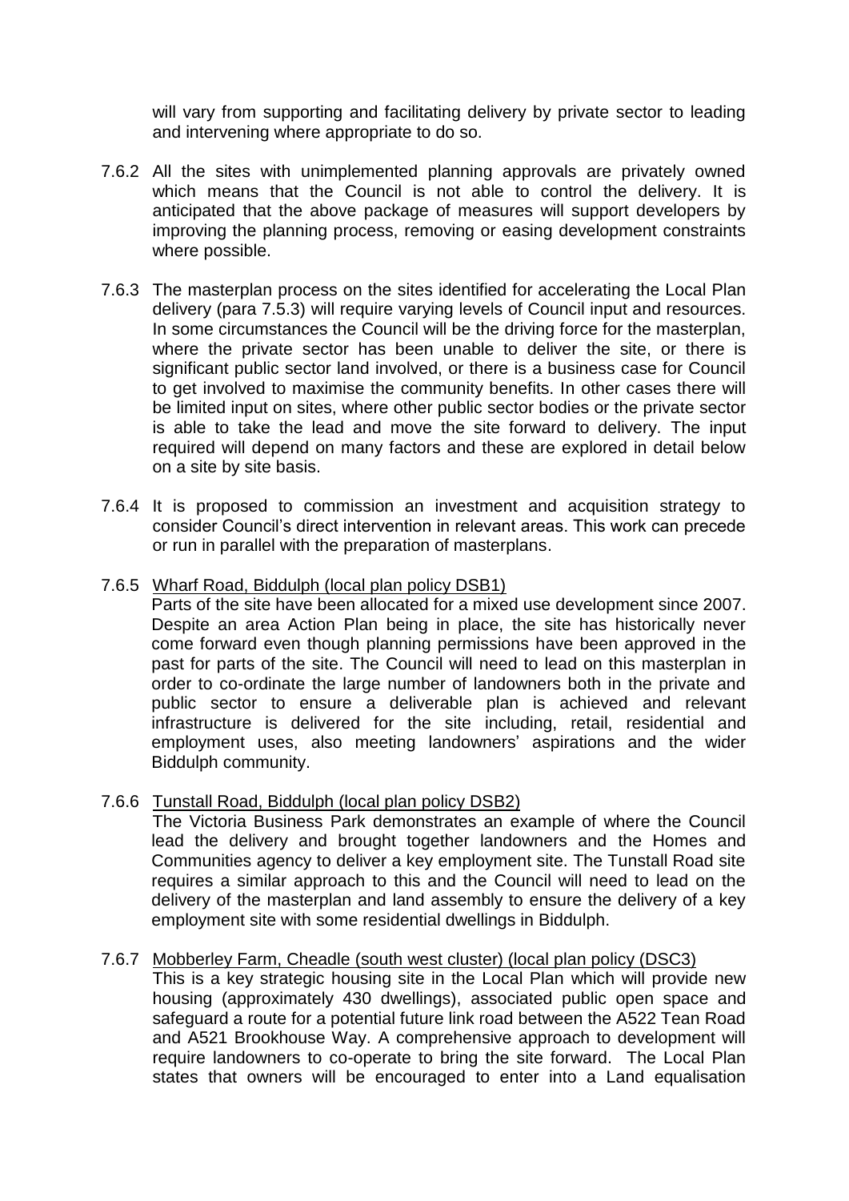will vary from supporting and facilitating delivery by private sector to leading and intervening where appropriate to do so.

7.6.2 All the sites with unimplemented planning approvals are privately owned which means that the Council is not able to control the delivery. It is anticipated that the above package of measures will support developers by improving the planning process, removing or easing development constraints where possible.

7.6.3 The masterplan process on the sites identified for accelerating the Local Plan delivery (para 7.5.3) will require varying levels of Council input and resources. In some circumstances the Council will be the driving force for the masterplan, where the private sector has been unable to deliver the site, or there is significant public sector land involved, or there is a business case for Council to get involved to maximise the community benefits. In other cases there will be limited input on sites, where other public sector bodies or the private sector is able to take the lead and move the site forward to delivery. The input required will depend on many factors and these are explored in detail below on a site by site basis.

7.6.4 It is proposed to commission an investment and acquisition strategy to consider Council's direct intervention in relevant areas. This work can precede or run in parallel with the preparation of masterplans.

7.6.5 <u>Wharf Road, Biddulph (local plan policy DSB1)</u>
Parts of the site have been allocated for a mixed use development since 2007. Despite an area Action Plan being in place, the site has historically never come forward even though planning permissions have been approved in the past for parts of the site. The Council will need to lead on this masterplan in order to co-ordinate the large number of landowners both in the private and public sector to ensure a deliverable plan is achieved and relevant infrastructure is delivered for the site including, retail, residential and employment uses, also meeting landowners' aspirations and the wider Biddulph community.

7.6.6 <u>Tunstall Road, Biddulph (local plan policy DSB2)</u>
The Victoria Business Park demonstrates an example of where the Council lead the delivery and brought together landowners and the Homes and Communities agency to deliver a key employment site. The Tunstall Road site requires a similar approach to this and the Council will need to lead on the delivery of the masterplan and land assembly to ensure the delivery of a key employment site with some residential dwellings in Biddulph.

7.6.7 <u>Mobberley Farm, Cheadle (south west cluster) (local plan policy (DSC3)</u>
This is a key strategic housing site in the Local Plan which will provide new housing (approximately 430 dwellings), associated public open space and safeguard a route for a potential future link road between the A522 Tean Road and A521 Brookhouse Way. A comprehensive approach to development will require landowners to co-operate to bring the site forward. The Local Plan states that owners will be encouraged to enter into a Land equalisation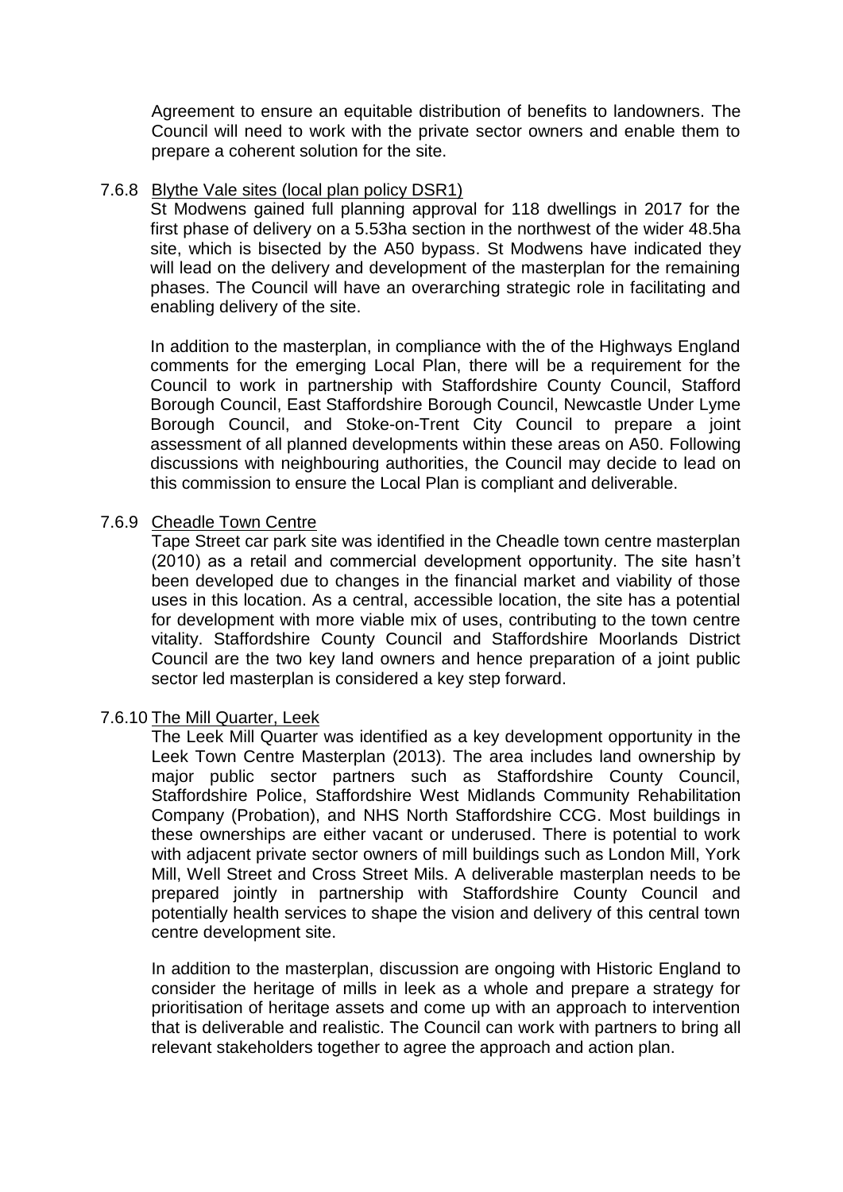Agreement to ensure an equitable distribution of benefits to landowners. The Council will need to work with the private sector owners and enable them to prepare a coherent solution for the site.

7.6.8 Blythe Vale sites (local plan policy DSR1)

St Modwens gained full planning approval for 118 dwellings in 2017 for the first phase of delivery on a 5.53ha section in the northwest of the wider 48.5ha site, which is bisected by the A50 bypass. St Modwens have indicated they will lead on the delivery and development of the masterplan for the remaining phases. The Council will have an overarching strategic role in facilitating and enabling delivery of the site.

In addition to the masterplan, in compliance with the of the Highways England comments for the emerging Local Plan, there will be a requirement for the Council to work in partnership with Staffordshire County Council, Stafford Borough Council, East Staffordshire Borough Council, Newcastle Under Lyme Borough Council, and Stoke-on-Trent City Council to prepare a joint assessment of all planned developments within these areas on A50. Following discussions with neighbouring authorities, the Council may decide to lead on this commission to ensure the Local Plan is compliant and deliverable.

7.6.9 Cheadle Town Centre

Tape Street car park site was identified in the Cheadle town centre masterplan (2010) as a retail and commercial development opportunity. The site hasn't been developed due to changes in the financial market and viability of those uses in this location. As a central, accessible location, the site has a potential for development with more viable mix of uses, contributing to the town centre vitality. Staffordshire County Council and Staffordshire Moorlands District Council are the two key land owners and hence preparation of a joint public sector led masterplan is considered a key step forward.

7.6.10 The Mill Quarter, Leek

The Leek Mill Quarter was identified as a key development opportunity in the Leek Town Centre Masterplan (2013). The area includes land ownership by major public sector partners such as Staffordshire County Council, Staffordshire Police, Staffordshire West Midlands Community Rehabilitation Company (Probation), and NHS North Staffordshire CCG. Most buildings in these ownerships are either vacant or underused. There is potential to work with adjacent private sector owners of mill buildings such as London Mill, York Mill, Well Street and Cross Street Mils. A deliverable masterplan needs to be prepared jointly in partnership with Staffordshire County Council and potentially health services to shape the vision and delivery of this central town centre development site.

In addition to the masterplan, discussion are ongoing with Historic England to consider the heritage of mills in leek as a whole and prepare a strategy for prioritisation of heritage assets and come up with an approach to intervention that is deliverable and realistic. The Council can work with partners to bring all relevant stakeholders together to agree the approach and action plan.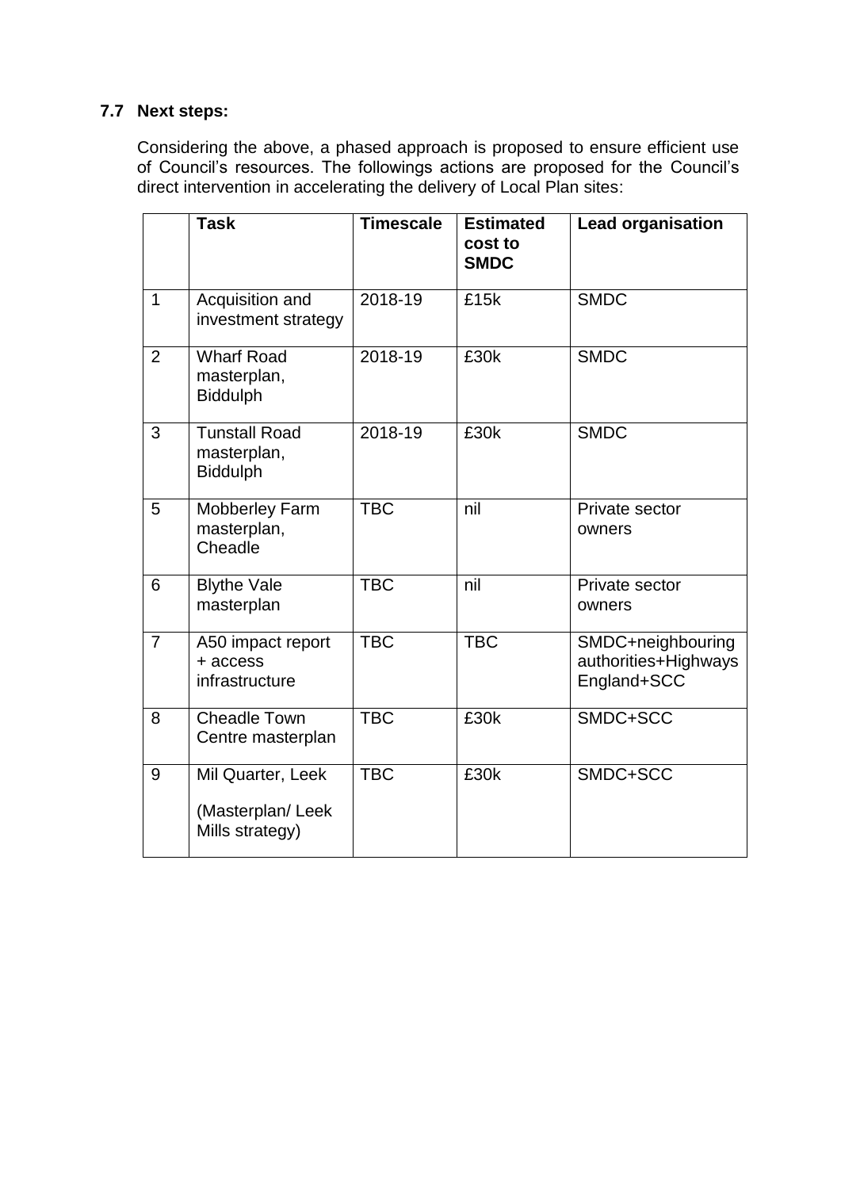### 7.7 Next steps:

Considering the above, a phased approach is proposed to ensure efficient use of Council's resources. The followings actions are proposed for the Council's direct intervention in accelerating the delivery of Local Plan sites:

| | **Task** | **Timescale** | **Estimated cost to SMDC** | **Lead organisation** |
|---|---|---|---|---|
| 1 | Acquisition and investment strategy | 2018-19 | £15k | SMDC |
| 2 | Wharf Road masterplan, Biddulph | 2018-19 | £30k | SMDC |
| 3 | Tunstall Road masterplan, Biddulph | 2018-19 | £30k | SMDC |
| 5 | Mobberley Farm masterplan, Cheadle | TBC | nil | Private sector owners |
| 6 | Blythe Vale masterplan | TBC | nil | Private sector owners |
| 7 | A50 impact report + access infrastructure | TBC | TBC | SMDC+neighbouring authorities+Highways England+SCC |
| 8 | Cheadle Town Centre masterplan | TBC | £30k | SMDC+SCC |
| 9 | Mil Quarter, Leek (Masterplan/ Leek Mills strategy) | TBC | £30k | SMDC+SCC |